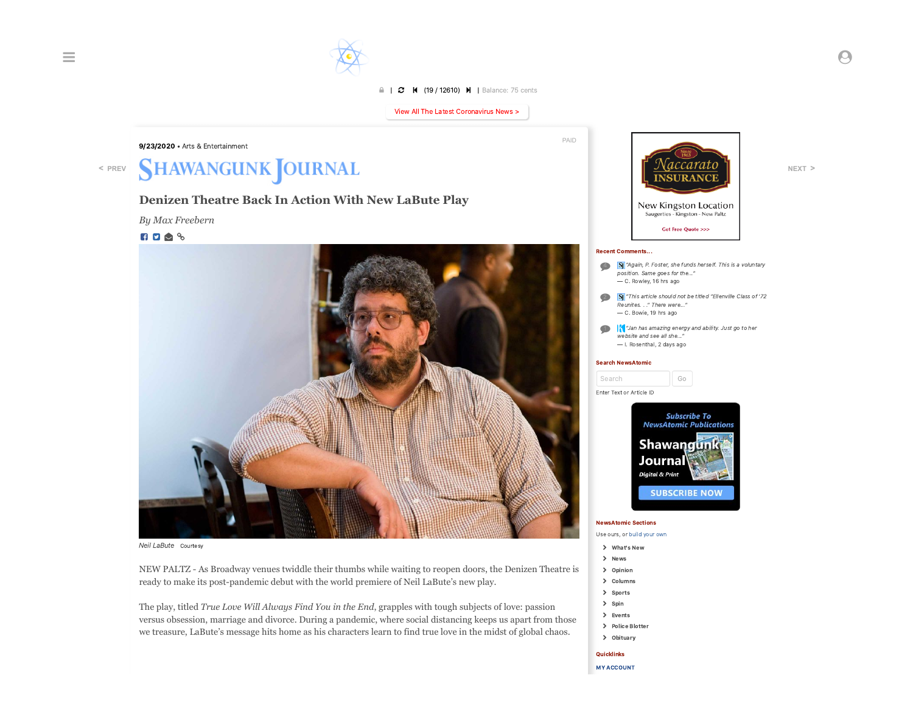9/23/2020 • Arts & Entertainment

# Shawangunk Journal

## Denizen Theatre Back In Action With New LaBute Play

*By Max Freebern*

*Neil LaBute* Courtesy

NEW PALTZ - As Broadway venues twiddle their thumbs while waiting to reopen doors, the Denizen Theatre is ready to make its post-pandemic debut with the world premiere of Neil LaBute's new play.

The play, titled *True Love Will Always Find You in the End*, grapples with tough subjects of love: passion versus obsession, marriage and divorce. During a pandemic, where social distancing keeps us apart from those we treasure, LaBute's message hits home as his characters learn to find true love in the midst of global chaos.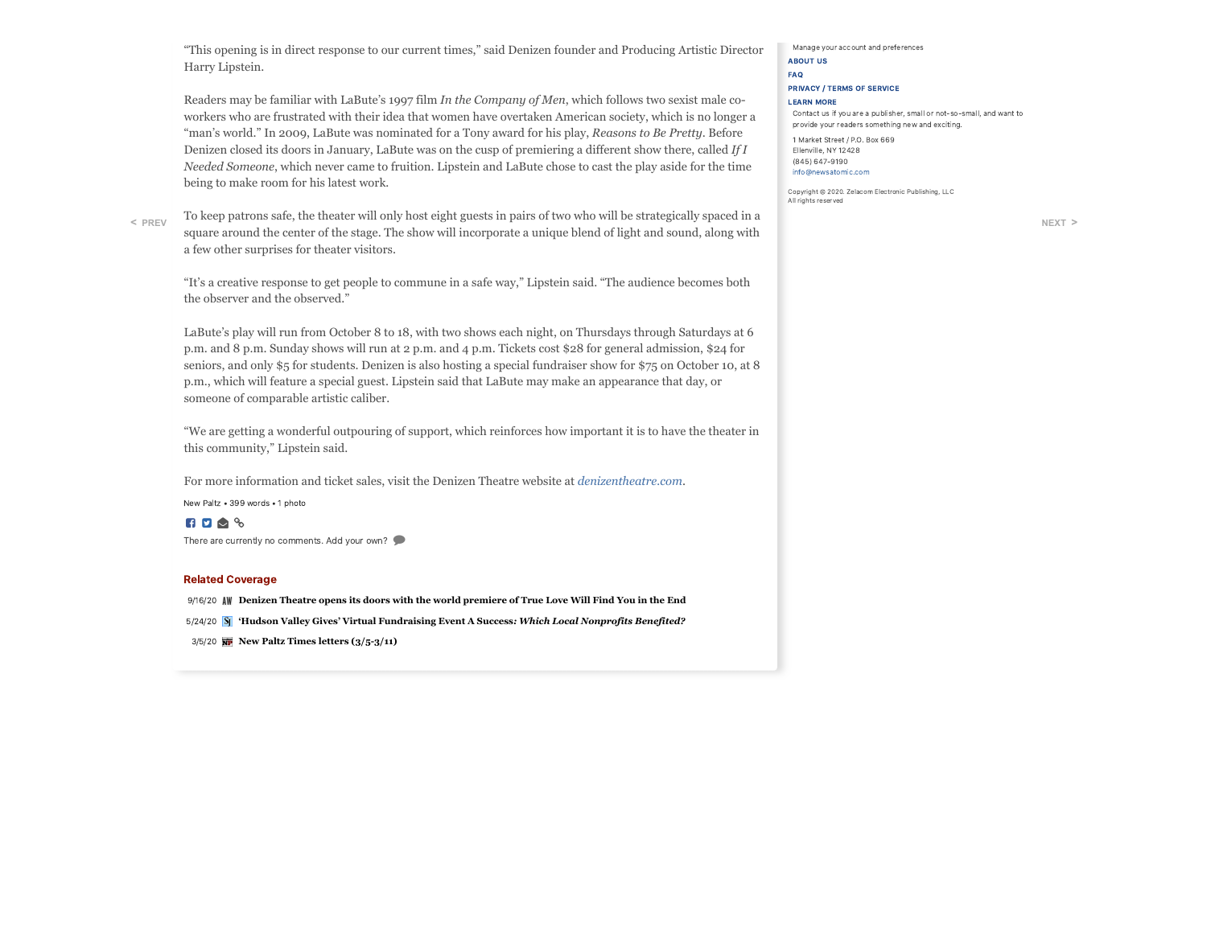"This opening is in direct response to our current times," said Denizen founder and Producing Artistic Director Harry Lipstein.

Readers may be familiar with LaBute's 1997 film *In the Company of Men*, which follows two sexist male co-workers who are frustrated with their idea that women have overtaken American society, which is no longer a "man's world." In 2009, LaBute was nominated for a Tony award for his play, *Reasons to Be Pretty*. Before Denizen closed its doors in January, LaBute was on the cusp of premiering a different show there, called *If I Needed Someone*, which never came to fruition. Lipstein and LaBute chose to cast the play aside for the time being to make room for his latest work.

To keep patrons safe, the theater will only host eight guests in pairs of two who will be strategically spaced in a square around the center of the stage. The show will incorporate a unique blend of light and sound, along with a few other surprises for theater visitors.

"It's a creative response to get people to commune in a safe way," Lipstein said. "The audience becomes both the observer and the observed."

LaBute's play will run from October 8 to 18, with two shows each night, on Thursdays through Saturdays at 6 p.m. and 8 p.m. Sunday shows will run at 2 p.m. and 4 p.m. Tickets cost $28 for general admission, $24 for seniors, and only $5 for students. Denizen is also hosting a special fundraiser show for $75 on October 10, at 8 p.m., which will feature a special guest. Lipstein said that LaBute may make an appearance that day, or someone of comparable artistic caliber.

"We are getting a wonderful outpouring of support, which reinforces how important it is to have the theater in this community," Lipstein said.

For more information and ticket sales, visit the Denizen Theatre website at *denizentheatre.com*.

New Paltz • 399 words • 1 photo

There are currently no comments. Add your own?

## Related Coverage

- 9/16/20 AW **Denizen Theatre opens its doors with the world premiere of True Love Will Find You in the End**
- 5/24/20 SJ **'Hudson Valley Gives' Virtual Fundraising Event A Success*: Which Local Nonprofits Benefited?***
- 3/5/20 NP **New Paltz Times letters (3/5-3/11)**

Manage your account and preferences

**ABOUT US**

**FAQ**

**PRIVACY / TERMS OF SERVICE**

**LEARN MORE**

Contact us if you are a publisher, small or not-so-small, and want to provide your readers something new and exciting.

1 Market Street / P.O. Box 669
Ellenville, NY 12428
(845) 647-9190
info@newsatomic.com

Copyright © 2020. Zelacom Electronic Publishing, LLC
All rights reserved